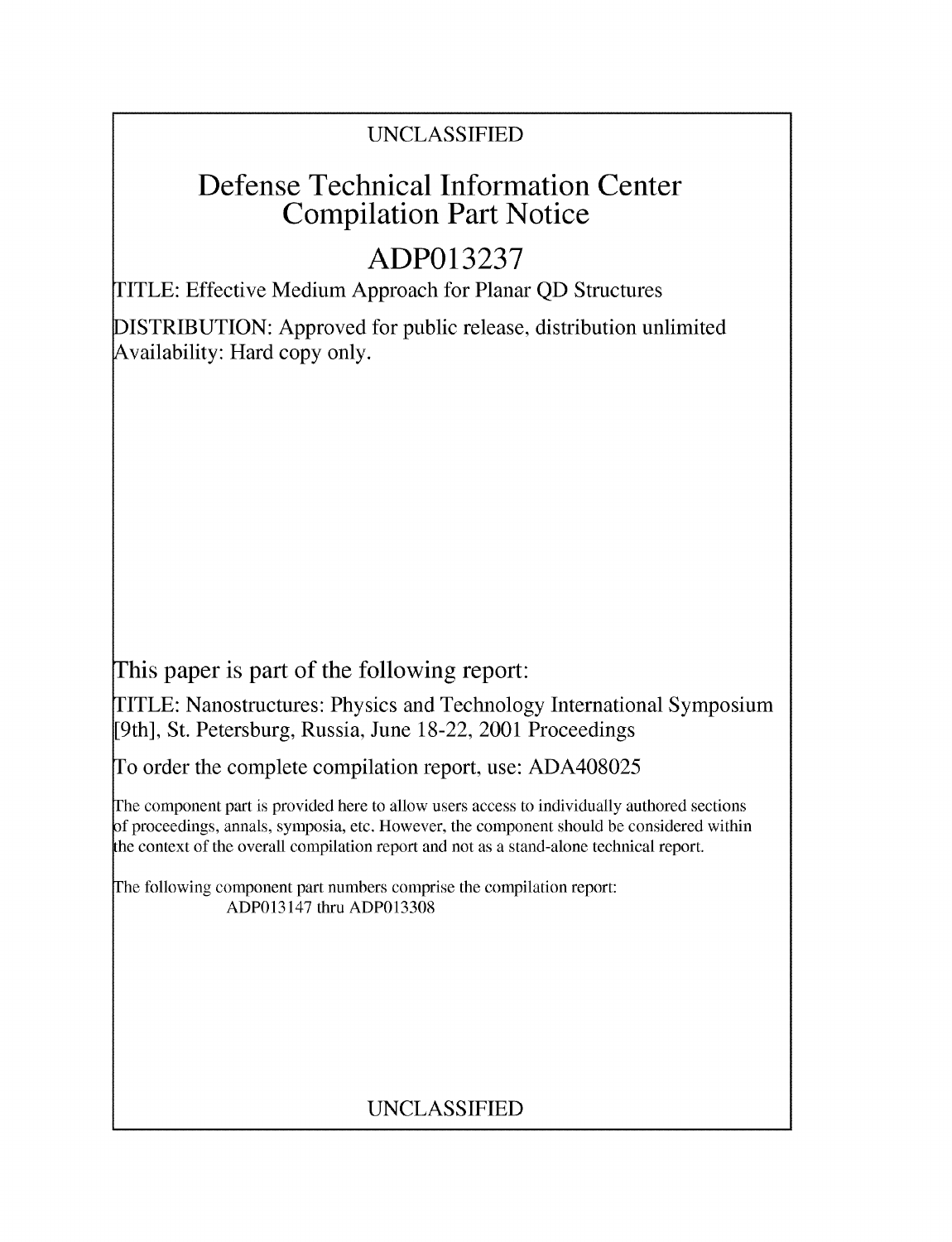UNCLASSIFIED

# Defense Technical Information Center Compilation Part Notice

# ADP013237

TITLE: Effective Medium Approach for Planar QD Structures

DISTRIBUTION: Approved for public release, distribution unlimited
Availability: Hard copy only.

This paper is part of the following report:

TITLE: Nanostructures: Physics and Technology International Symposium [9th], St. Petersburg, Russia, June 18-22, 2001 Proceedings

To order the complete compilation report, use: ADA408025

The component part is provided here to allow users access to individually authored sections of proceedings, annals, symposia, etc. However, the component should be considered within the context of the overall compilation report and not as a stand-alone technical report.

The following component part numbers comprise the compilation report:
ADP013147 thru ADP013308

UNCLASSIFIED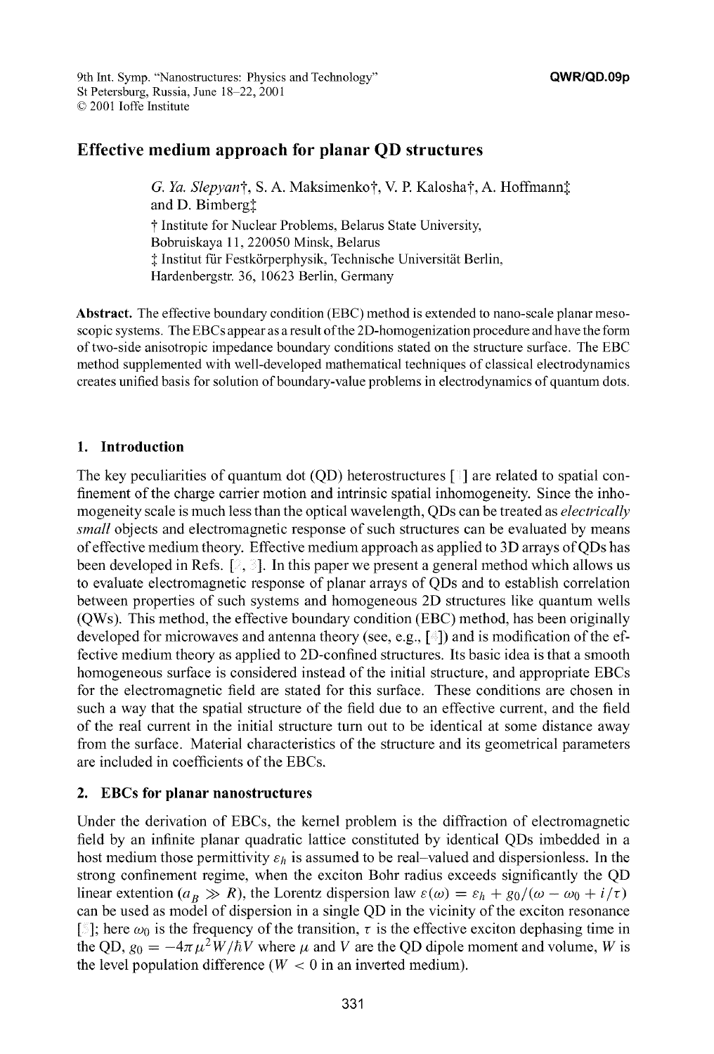# Effective medium approach for planar QD structures

*G. Ya. Slepyan*†, S. A. Maksimenko†, V. P. Kalosha†, A. Hoffmann‡ and D. Bimberg‡

† Institute for Nuclear Problems, Belarus State University, Bobruiskaya 11, 220050 Minsk, Belarus

‡ Institut für Festkörperphysik, Technische Universität Berlin, Hardenbergstr. 36, 10623 Berlin, Germany

**Abstract.** The effective boundary condition (EBC) method is extended to nano-scale planar mesoscopic systems. The EBCs appear as a result of the 2D-homogenization procedure and have the form of two-side anisotropic impedance boundary conditions stated on the structure surface. The EBC method supplemented with well-developed mathematical techniques of classical electrodynamics creates unified basis for solution of boundary-value problems in electrodynamics of quantum dots.

## 1. Introduction

The key peculiarities of quantum dot (QD) heterostructures [1] are related to spatial confinement of the charge carrier motion and intrinsic spatial inhomogeneity. Since the inhomogeneity scale is much less than the optical wavelength, QDs can be treated as *electrically small* objects and electromagnetic response of such structures can be evaluated by means of effective medium theory. Effective medium approach as applied to 3D arrays of QDs has been developed in Refs. [2, 3]. In this paper we present a general method which allows us to evaluate electromagnetic response of planar arrays of QDs and to establish correlation between properties of such systems and homogeneous 2D structures like quantum wells (QWs). This method, the effective boundary condition (EBC) method, has been originally developed for microwaves and antenna theory (see, e.g., [4]) and is modification of the effective medium theory as applied to 2D-confined structures. Its basic idea is that a smooth homogeneous surface is considered instead of the initial structure, and appropriate EBCs for the electromagnetic field are stated for this surface. These conditions are chosen in such a way that the spatial structure of the field due to an effective current, and the field of the real current in the initial structure turn out to be identical at some distance away from the surface. Material characteristics of the structure and its geometrical parameters are included in coefficients of the EBCs.

## 2. EBCs for planar nanostructures

Under the derivation of EBCs, the kernel problem is the diffraction of electromagnetic field by an infinite planar quadratic lattice constituted by identical QDs imbedded in a host medium those permittivity $\varepsilon_h$ is assumed to be real–valued and dispersionless. In the strong confinement regime, when the exciton Bohr radius exceeds significantly the QD linear extention ($a_B \gg R$), the Lorentz dispersion law $\varepsilon(\omega) = \varepsilon_h + g_0/(\omega - \omega_0 + i/\tau)$ can be used as model of dispersion in a single QD in the vicinity of the exciton resonance [5]; here $\omega_0$ is the frequency of the transition, $\tau$ is the effective exciton dephasing time in the QD, $g_0 = -4\pi\mu^2 W/\hbar V$ where $\mu$ and $V$ are the QD dipole moment and volume, $W$ is the level population difference ($W < 0$ in an inverted medium).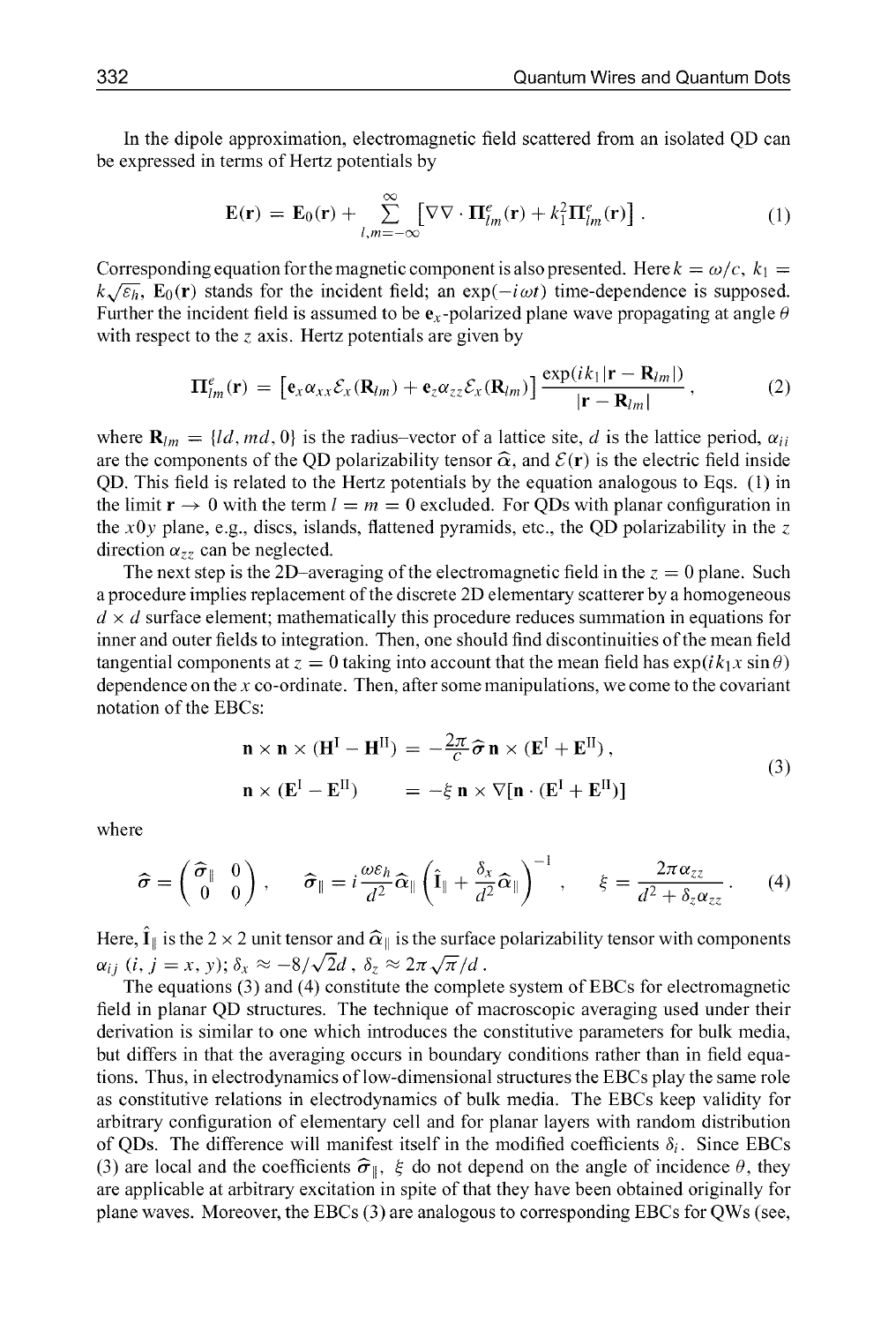In the dipole approximation, electromagnetic field scattered from an isolated QD can be expressed in terms of Hertz potentials by

$$\mathbf{E}(\mathbf{r}) = \mathbf{E}_0(\mathbf{r}) + \sum_{l,m=-\infty}^{\infty} \left[\nabla\nabla \cdot \mathbf{\Pi}^e_{lm}(\mathbf{r}) + k_1^2 \mathbf{\Pi}^e_{lm}(\mathbf{r})\right] . \tag{1}$$

Corresponding equation for the magnetic component is also presented. Here $k = \omega/c$, $k_1 = k\sqrt{\varepsilon_h}$, $\mathbf{E}_0(\mathbf{r})$ stands for the incident field; an $\exp(-i\omega t)$ time-dependence is supposed. Further the incident field is assumed to be $\mathbf{e}_x$-polarized plane wave propagating at angle $\theta$ with respect to the $z$ axis. Hertz potentials are given by

$$\mathbf{\Pi}^e_{lm}(\mathbf{r}) = \left[\mathbf{e}_x \alpha_{xx} \mathcal{E}_x(\mathbf{R}_{lm}) + \mathbf{e}_z \alpha_{zz} \mathcal{E}_x(\mathbf{R}_{lm})\right] \frac{\exp(ik_1|\mathbf{r} - \mathbf{R}_{lm}|)}{|\mathbf{r} - \mathbf{R}_{lm}|} , \tag{2}$$

where $\mathbf{R}_{lm} = \{ld, md, 0\}$ is the radius–vector of a lattice site, $d$ is the lattice period, $\alpha_{ii}$ are the components of the QD polarizability tensor $\widehat{\alpha}$, and $\mathcal{E}(\mathbf{r})$ is the electric field inside QD. This field is related to the Hertz potentials by the equation analogous to Eqs. (1) in the limit $\mathbf{r} \to 0$ with the term $l = m = 0$ excluded. For QDs with planar configuration in the $x0y$ plane, e.g., discs, islands, flattened pyramids, etc., the QD polarizability in the $z$ direction $\alpha_{zz}$ can be neglected.

The next step is the 2D–averaging of the electromagnetic field in the $z = 0$ plane. Such a procedure implies replacement of the discrete 2D elementary scatterer by a homogeneous $d \times d$ surface element; mathematically this procedure reduces summation in equations for inner and outer fields to integration. Then, one should find discontinuities of the mean field tangential components at $z = 0$ taking into account that the mean field has $\exp(ik_1 x \sin\theta)$ dependence on the $x$ co-ordinate. Then, after some manipulations, we come to the covariant notation of the EBCs:

$$\begin{aligned} \mathbf{n} \times \mathbf{n} \times (\mathbf{H}^{\mathrm{I}} - \mathbf{H}^{\mathrm{II}}) &= -\tfrac{2\pi}{c} \widehat{\sigma}\, \mathbf{n} \times (\mathbf{E}^{\mathrm{I}} + \mathbf{E}^{\mathrm{II}}) , \\ \mathbf{n} \times (\mathbf{E}^{\mathrm{I}} - \mathbf{E}^{\mathrm{II}}) &= -\xi\, \mathbf{n} \times \nabla[\mathbf{n} \cdot (\mathbf{E}^{\mathrm{I}} + \mathbf{E}^{\mathrm{II}})] \end{aligned} \tag{3}$$

where

$$\widehat{\sigma} = \begin{pmatrix} \widehat{\sigma}_{\parallel} & 0 \\ 0 & 0 \end{pmatrix} , \qquad \widehat{\sigma}_{\parallel} = i\frac{\omega\varepsilon_h}{d^2} \widehat{\alpha}_{\parallel} \left(\hat{\mathbf{I}}_{\parallel} + \frac{\delta_x}{d^2} \widehat{\alpha}_{\parallel}\right)^{-1} , \qquad \xi = \frac{2\pi\alpha_{zz}}{d^2 + \delta_z \alpha_{zz}} . \tag{4}$$

Here, $\hat{\mathbf{I}}_{\parallel}$ is the $2 \times 2$ unit tensor and $\widehat{\alpha}_{\parallel}$ is the surface polarizability tensor with components $\alpha_{ij}$ $(i, j = x, y)$; $\delta_x \approx -8/\sqrt{2}d$ , $\delta_z \approx 2\pi\sqrt{\pi}/d$ .

The equations (3) and (4) constitute the complete system of EBCs for electromagnetic field in planar QD structures. The technique of macroscopic averaging used under their derivation is similar to one which introduces the constitutive parameters for bulk media, but differs in that the averaging occurs in boundary conditions rather than in field equations. Thus, in electrodynamics of low-dimensional structures the EBCs play the same role as constitutive relations in electrodynamics of bulk media. The EBCs keep validity for arbitrary configuration of elementary cell and for planar layers with random distribution of QDs. The difference will manifest itself in the modified coefficients $\delta_i$. Since EBCs (3) are local and the coefficients $\widehat{\sigma}_{\parallel}$, $\xi$ do not depend on the angle of incidence $\theta$, they are applicable at arbitrary excitation in spite of that they have been obtained originally for plane waves. Moreover, the EBCs (3) are analogous to corresponding EBCs for QWs (see,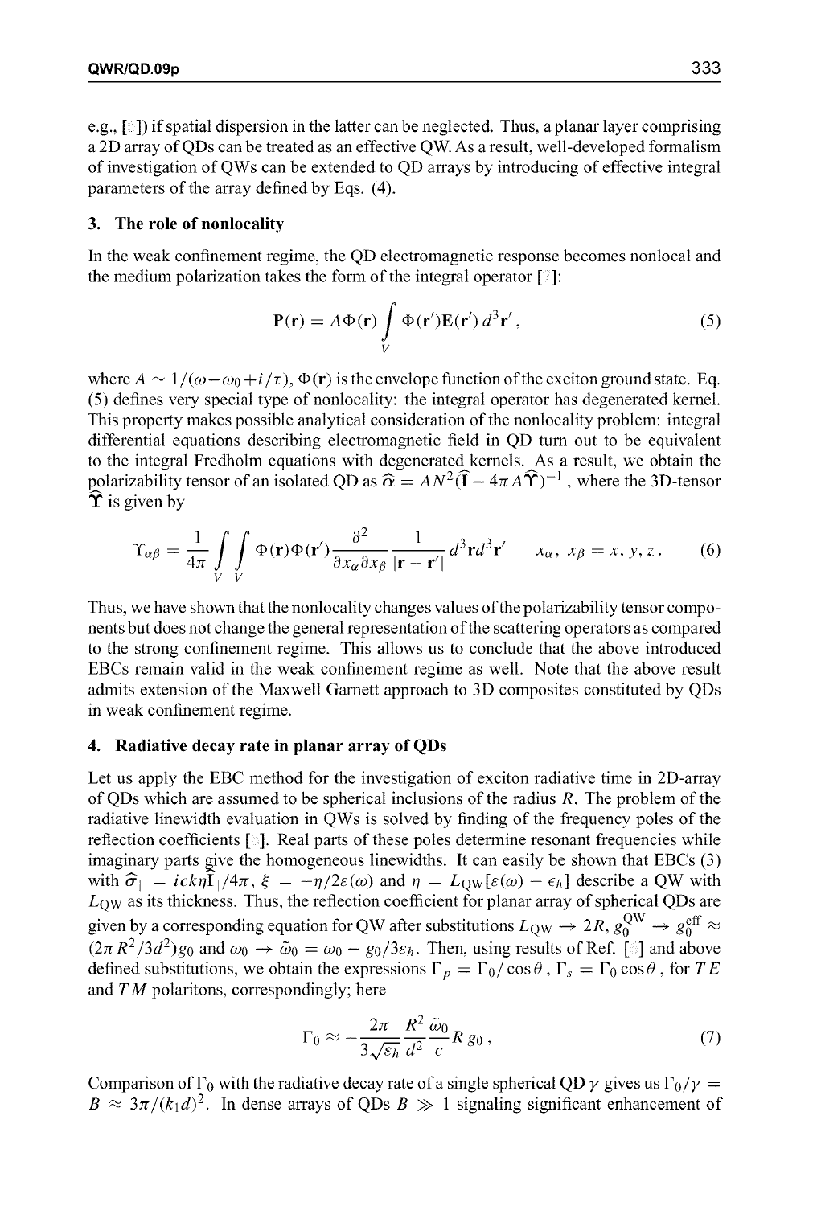e.g., [ ]) if spatial dispersion in the latter can be neglected. Thus, a planar layer comprising a 2D array of QDs can be treated as an effective QW. As a result, well-developed formalism of investigation of QWs can be extended to QD arrays by introducing of effective integral parameters of the array defined by Eqs. (4).

## 3. The role of nonlocality

In the weak confinement regime, the QD electromagnetic response becomes nonlocal and the medium polarization takes the form of the integral operator [ ]:

$$\mathbf{P}(\mathbf{r}) = A\Phi(\mathbf{r}) \int\limits_{V} \Phi(\mathbf{r}')\mathbf{E}(\mathbf{r}')\, d^3\mathbf{r}' , \tag{5}$$

where $A \sim 1/(\omega - \omega_0 + i/\tau)$, $\Phi(\mathbf{r})$ is the envelope function of the exciton ground state. Eq. (5) defines very special type of nonlocality: the integral operator has degenerated kernel. This property makes possible analytical consideration of the nonlocality problem: integral differential equations describing electromagnetic field in QD turn out to be equivalent to the integral Fredholm equations with degenerated kernels. As a result, we obtain the polarizability tensor of an isolated QD as $\widehat{\alpha} = AN^2(\widehat{\mathbf{I}} - 4\pi A\widehat{\Upsilon})^{-1}$, where the 3D-tensor $\widehat{\Upsilon}$ is given by

$$\Upsilon_{\alpha\beta} = \frac{1}{4\pi} \int\limits_{V} \int\limits_{V} \Phi(\mathbf{r})\Phi(\mathbf{r}') \frac{\partial^2}{\partial x_\alpha \partial x_\beta} \frac{1}{|\mathbf{r} - \mathbf{r}'|} \, d^3\mathbf{r} d^3\mathbf{r}' \qquad x_\alpha,\, x_\beta = x, y, z \, . \tag{6}$$

Thus, we have shown that the nonlocality changes values of the polarizability tensor components but does not change the general representation of the scattering operators as compared to the strong confinement regime. This allows us to conclude that the above introduced EBCs remain valid in the weak confinement regime as well. Note that the above result admits extension of the Maxwell Garnett approach to 3D composites constituted by QDs in weak confinement regime.

## 4. Radiative decay rate in planar array of QDs

Let us apply the EBC method for the investigation of exciton radiative time in 2D-array of QDs which are assumed to be spherical inclusions of the radius $R$. The problem of the radiative linewidth evaluation in QWs is solved by finding of the frequency poles of the reflection coefficients [ ]. Real parts of these poles determine resonant frequencies while imaginary parts give the homogeneous linewidths. It can easily be shown that EBCs (3) with $\widehat{\sigma}_{\parallel} = ick\eta\widehat{\mathbf{I}}_{\parallel}/4\pi$, $\xi = -\eta/2\varepsilon(\omega)$ and $\eta = L_{\text{QW}}[\varepsilon(\omega) - \epsilon_h]$ describe a QW with $L_{\text{QW}}$ as its thickness. Thus, the reflection coefficient for planar array of spherical QDs are given by a corresponding equation for QW after substitutions $L_{\text{QW}} \to 2R$, $g_0^{\text{QW}} \to g_0^{\text{eff}} \approx (2\pi R^2/3d^2)g_0$ and $\omega_0 \to \tilde{\omega}_0 = \omega_0 - g_0/3\varepsilon_h$. Then, using results of Ref. [ ] and above defined substitutions, we obtain the expressions $\Gamma_p = \Gamma_0/\cos\theta$, $\Gamma_s = \Gamma_0\cos\theta$, for $TE$ and $TM$ polaritons, correspondingly; here

$$\Gamma_0 \approx -\frac{2\pi}{3\sqrt{\varepsilon_h}} \frac{R^2}{d^2} \frac{\tilde{\omega}_0}{c} R\, g_0 \, , \tag{7}$$

Comparison of $\Gamma_0$ with the radiative decay rate of a single spherical QD $\gamma$ gives us $\Gamma_0/\gamma = B \approx 3\pi/(k_1 d)^2$. In dense arrays of QDs $B \gg 1$ signaling significant enhancement of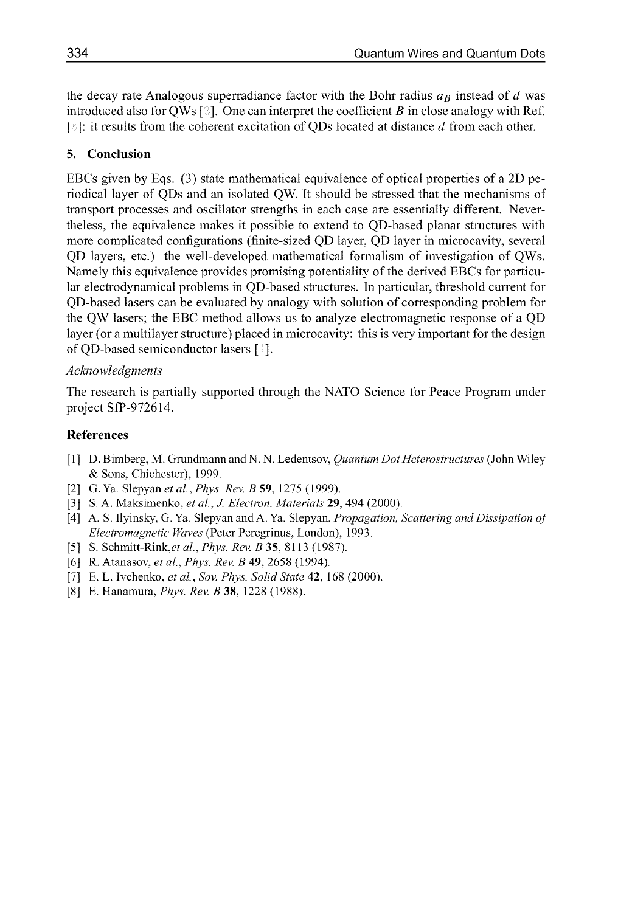the decay rate Analogous superradiance factor with the Bohr radius $a_B$ instead of $d$ was introduced also for QWs [8]. One can interpret the coefficient $B$ in close analogy with Ref. [8]: it results from the coherent excitation of QDs located at distance $d$ from each other.

## 5. Conclusion

EBCs given by Eqs. (3) state mathematical equivalence of optical properties of a 2D periodical layer of QDs and an isolated QW. It should be stressed that the mechanisms of transport processes and oscillator strengths in each case are essentially different. Nevertheless, the equivalence makes it possible to extend to QD-based planar structures with more complicated configurations (finite-sized QD layer, QD layer in microcavity, several QD layers, etc.) the well-developed mathematical formalism of investigation of QWs. Namely this equivalence provides promising potentiality of the derived EBCs for particular electrodynamical problems in QD-based structures. In particular, threshold current for QD-based lasers can be evaluated by analogy with solution of corresponding problem for the QW lasers; the EBC method allows us to analyze electromagnetic response of a QD layer (or a multilayer structure) placed in microcavity: this is very important for the design of QD-based semiconductor lasers [1].

*Acknowledgments*

The research is partially supported through the NATO Science for Peace Program under project SfP-972614.

## References

[1] D. Bimberg, M. Grundmann and N. N. Ledentsov, *Quantum Dot Heterostructures* (John Wiley & Sons, Chichester), 1999.

[2] G. Ya. Slepyan *et al.*, *Phys. Rev. B* **59**, 1275 (1999).

[3] S. A. Maksimenko, *et al.*, *J. Electron. Materials* **29**, 494 (2000).

[4] A. S. Ilyinsky, G. Ya. Slepyan and A. Ya. Slepyan, *Propagation, Scattering and Dissipation of Electromagnetic Waves* (Peter Peregrinus, London), 1993.

[5] S. Schmitt-Rink,*et al.*, *Phys. Rev. B* **35**, 8113 (1987).

[6] R. Atanasov, *et al.*, *Phys. Rev. B* **49**, 2658 (1994).

[7] E. L. Ivchenko, *et al.*, *Sov. Phys. Solid State* **42**, 168 (2000).

[8] E. Hanamura, *Phys. Rev. B* **38**, 1228 (1988).